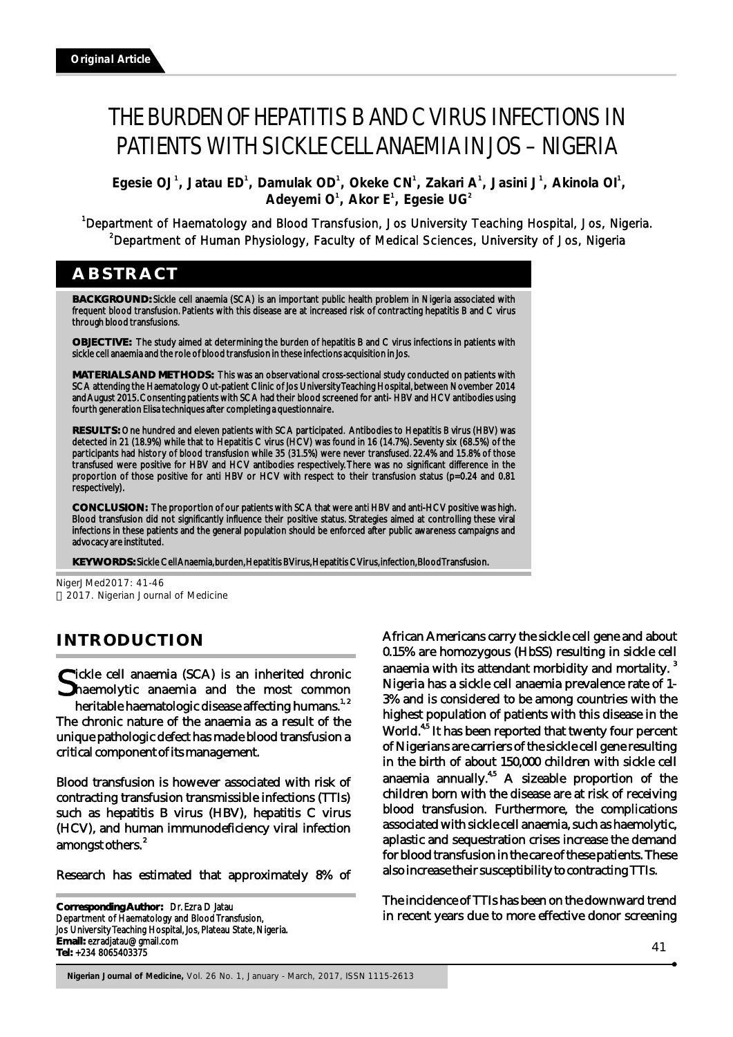Original Article

# THE BURDEN OF HEPATITIS B AND C VIRUS INFECTIONS IN PATIENTS WITH SICKLE CELL ANAEMIA IN JOS – NIGERIA

**Egesie OJ[1], Jatau ED[1], Damulak OD[1], Okeke CN[1], Zakari A[1], Jasini J[1], Akinola OI[1], Adeyemi O[1], Akor E[1], Egesie UG[2]**

[1]Department of Haematology and Blood Transfusion, Jos University Teaching Hospital, Jos, Nigeria.
[2]Department of Human Physiology, Faculty of Medical Sciences, University of Jos, Nigeria

## ABSTRACT

**BACKGROUND:** Sickle cell anaemia (SCA) is an important public health problem in Nigeria associated with frequent blood transfusion. Patients with this disease are at increased risk of contracting hepatitis B and C virus through blood transfusions.

**OBJECTIVE:** The study aimed at determining the burden of hepatitis B and C virus infections in patients with sickle cell anaemia and the role of blood transfusion in these infections acquisition in Jos.

**MATERIALS AND METHODS:** This was an observational cross-sectional study conducted on patients with SCA attending the Haematology Out-patient Clinic of Jos University Teaching Hospital, between November 2014 and August 2015. Consenting patients with SCA had their blood screened for anti- HBV and HCV antibodies using fourth generation Elisa techniques after completing a questionnaire.

**RESULTS:** One hundred and eleven patients with SCA participated. Antibodies to Hepatitis B virus (HBV) was detected in 21 (18.9%) while that to Hepatitis C virus (HCV) was found in 16 (14.7%). Seventy six (68.5%) of the participants had history of blood transfusion while 35 (31.5%) were never transfused. 22.4% and 15.8% of those transfused were positive for HBV and HCV antibodies respectively. There was no significant difference in the proportion of those positive for anti HBV or HCV with respect to their transfusion status (p=0.24 and 0.81 respectively).

**CONCLUSION:** The proportion of our patients with SCA that were anti HBV and anti-HCV positive was high. Blood transfusion did not significantly influence their positive status. Strategies aimed at controlling these viral infections in these patients and the general population should be enforced after public awareness campaigns and advocacy are instituted.

**KEYWORDS:** Sickle Cell Anaemia, burden, Hepatitis B Virus, Hepatitis C Virus, infection, Blood Transfusion.

NigerJMed2017: 41-46
© 2017. Nigerian Journal of Medicine

## INTRODUCTION

Sickle cell anaemia (SCA) is an inherited chronic haemolytic anaemia and the most common heritable haematologic disease affecting humans.[1, 2] The chronic nature of the anaemia as a result of the unique pathologic defect has made blood transfusion a critical component of its management.

Blood transfusion is however associated with risk of contracting transfusion transmissible infections (TTIs) such as hepatitis B virus (HBV), hepatitis C virus (HCV), and human immunodeficiency viral infection amongst others.[2]

Research has estimated that approximately 8% of African Americans carry the sickle cell gene and about 0.15% are homozygous (HbSS) resulting in sickle cell anaemia with its attendant morbidity and mortality.[3] Nigeria has a sickle cell anaemia prevalence rate of 1-3% and is considered to be among countries with the highest population of patients with this disease in the World.[4,5] It has been reported that twenty four percent of Nigerians are carriers of the sickle cell gene resulting in the birth of about 150,000 children with sickle cell anaemia annually.[4,5] A sizeable proportion of the children born with the disease are at risk of receiving blood transfusion. Furthermore, the complications associated with sickle cell anaemia, such as haemolytic, aplastic and sequestration crises increase the demand for blood transfusion in the care of these patients. These also increase their susceptibility to contracting TTIs.

The incidence of TTIs has been on the downward trend in recent years due to more effective donor screening

**Corresponding Author:** Dr. Ezra D Jatau
Department of Haematology and Blood Transfusion,
Jos University Teaching Hospital, Jos, Plateau State, Nigeria.
**Email:** ezradjatau@gmail.com
**Tel:** +234 8065403375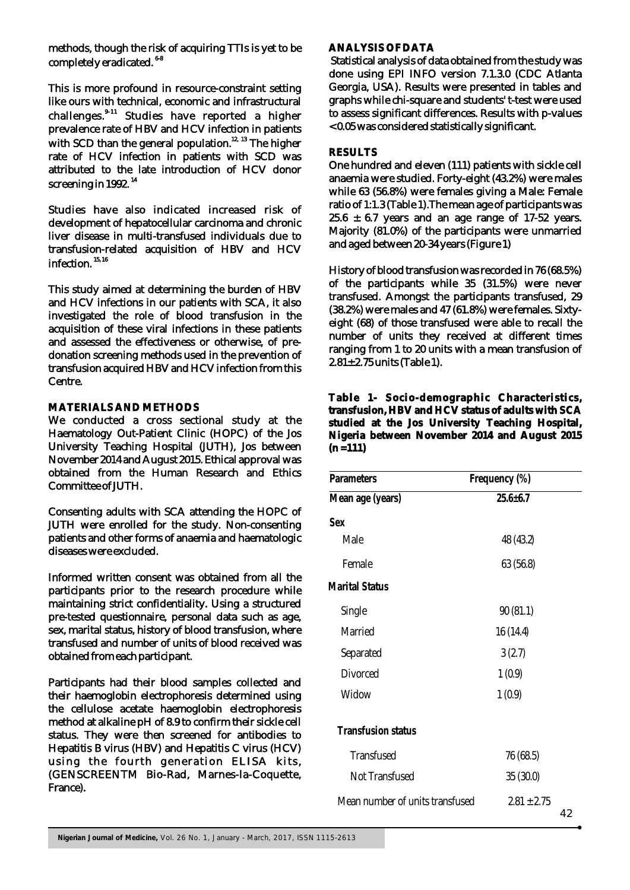methods, though the risk of acquiring TTIs is yet to be completely eradicated.[6-8]

This is more profound in resource-constraint setting like ours with technical, economic and infrastructural challenges.[9-11] Studies have reported a higher prevalence rate of HBV and HCV infection in patients with SCD than the general population.[12, 13] The higher rate of HCV infection in patients with SCD was attributed to the late introduction of HCV donor screening in 1992.[14]

Studies have also indicated increased risk of development of hepatocellular carcinoma and chronic liver disease in multi-transfused individuals due to transfusion-related acquisition of HBV and HCV infection.[15,16]

This study aimed at determining the burden of HBV and HCV infections in our patients with SCA, it also investigated the role of blood transfusion in the acquisition of these viral infections in these patients and assessed the effectiveness or otherwise, of pre-donation screening methods used in the prevention of transfusion acquired HBV and HCV infection from this Centre.

## MATERIALS AND METHODS

We conducted a cross sectional study at the Haematology Out-Patient Clinic (HOPC) of the Jos University Teaching Hospital (JUTH), Jos between November 2014 and August 2015. Ethical approval was obtained from the Human Research and Ethics Committee of JUTH.

Consenting adults with SCA attending the HOPC of JUTH were enrolled for the study. Non-consenting patients and other forms of anaemia and haematologic diseases were excluded.

Informed written consent was obtained from all the participants prior to the research procedure while maintaining strict confidentiality. Using a structured pre-tested questionnaire, personal data such as age, sex, marital status, history of blood transfusion, where transfused and number of units of blood received was obtained from each participant.

Participants had their blood samples collected and their haemoglobin electrophoresis determined using the cellulose acetate haemoglobin electrophoresis method at alkaline pH of 8.9 to confirm their sickle cell status. They were then screened for antibodies to Hepatitis B virus (HBV) and Hepatitis C virus (HCV) using the fourth generation ELISA kits, (GENSCREENTM Bio-Rad, Marnes-la-Coquette, France).

## ANALYSIS OF DATA

Statistical analysis of data obtained from the study was done using EPI INFO version 7.1.3.0 (CDC Atlanta Georgia, USA). Results were presented in tables and graphs while chi-square and students' t-test were used to assess significant differences. Results with p-values <0.05 was considered statistically significant.

## RESULTS

One hundred and eleven (111) patients with sickle cell anaemia were studied. Forty-eight (43.2%) were males while 63 (56.8%) were females giving a Male: Female ratio of 1:1.3 (Table 1).The mean age of participants was 25.6 ± 6.7 years and an age range of 17-52 years. Majority (81.0%) of the participants were unmarried and aged between 20-34 years (Figure 1)

History of blood transfusion was recorded in 76 (68.5%) of the participants while 35 (31.5%) were never transfused. Amongst the participants transfused, 29 (38.2%) were males and 47 (61.8%) were females. Sixty-eight (68) of those transfused were able to recall the number of units they received at different times ranging from 1 to 20 units with a mean transfusion of 2.81± 2.75 units (Table 1).

**Table 1- Socio-demographic Characteristics, transfusion, HBV and HCV status of adults with SCA studied at the Jos University Teaching Hospital, Nigeria between November 2014 and August 2015 (n =111)**

| Parameters | Frequency (%) |
|---|---|
| **Mean age (years)** | **25.6±6.7** |
| **Sex** | |
| Male | 48 (43.2) |
| Female | 63 (56.8) |
| **Marital Status** | |
| Single | 90 (81.1) |
| Married | 16 (14.4) |
| Separated | 3 (2.7) |
| Divorced | 1 (0.9) |
| Widow | 1 (0.9) |
| **Transfusion status** | |
| Transfused | 76 (68.5) |
| Not Transfused | 35 (30.0) |
| Mean number of units transfused | 2.81 ± 2.75 |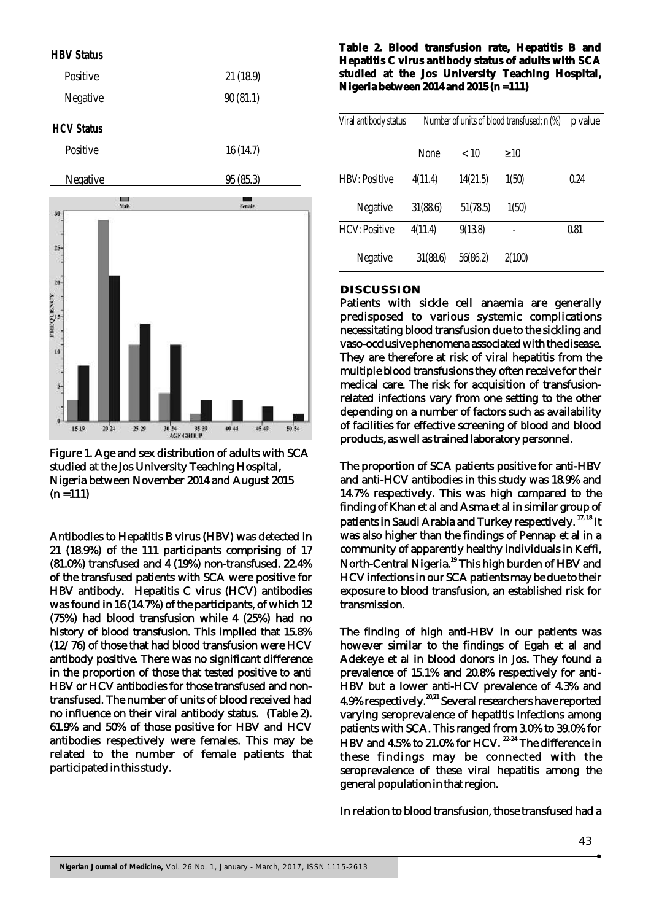| | |
|---|---|
| ***HBV Status*** | |
| Positive | 21 (18.9) |
| Negative | 90 (81.1) |
| ***HCV Status*** | |
| Positive | 16 (14.7) |
| Negative | 95 (85.3) |

Figure 1. Age and sex distribution of adults with SCA studied at the Jos University Teaching Hospital, Nigeria between November 2014 and August 2015 (n =111)

Antibodies to Hepatitis B virus (HBV) was detected in 21 (18.9%) of the 111 participants comprising of 17 (81.0%) transfused and 4 (19%) non-transfused. 22.4% of the transfused patients with SCA were positive for HBV antibody. Hepatitis C virus (HCV) antibodies was found in 16 (14.7%) of the participants, of which 12 (75%) had blood transfusion while 4 (25%) had no history of blood transfusion. This implied that 15.8% (12/76) of those that had blood transfusion were HCV antibody positive. There was no significant difference in the proportion of those that tested positive to anti HBV or HCV antibodies for those transfused and non-transfused. The number of units of blood received had no influence on their viral antibody status. (Table 2). 61.9% and 50% of those positive for HBV and HCV antibodies respectively were females. This may be related to the number of female patients that participated in this study.

**Table 2. Blood transfusion rate, Hepatitis B and Hepatitis C virus antibody status of adults with SCA studied at the Jos University Teaching Hospital, Nigeria between 2014 and 2015 (n =111)**

| Viral antibody status | Number of units of blood transfused; n (%) | | | p value |
|---|---|---|---|---|
| | None | < 10 | ≥10 | |
| HBV: Positive | 4(11.4) | 14(21.5) | 1(50) | 0.24 |
| Negative | 31(88.6) | 51(78.5) | 1(50) | |
| HCV: Positive | 4(11.4) | 9(13.8) | - | 0.81 |
| Negative | 31(88.6) | 56(86.2) | 2(100) | |

## DISCUSSION

Patients with sickle cell anaemia are generally predisposed to various systemic complications necessitating blood transfusion due to the sickling and vaso-occlusive phenomena associated with the disease. They are therefore at risk of viral hepatitis from the multiple blood transfusions they often receive for their medical care. The risk for acquisition of transfusion-related infections vary from one setting to the other depending on a number of factors such as availability of facilities for effective screening of blood and blood products, as well as trained laboratory personnel.

The proportion of SCA patients positive for anti-HBV and anti-HCV antibodies in this study was 18.9% and 14.7% respectively. This was high compared to the finding of Khan et al and Asma et al in similar group of patients in Saudi Arabia and Turkey respectively.[17, 18] It was also higher than the findings of Pennap et al in a community of apparently healthy individuals in Keffi, North-Central Nigeria.[19] This high burden of HBV and HCV infections in our SCA patients may be due to their exposure to blood transfusion, an established risk for transmission.

The finding of high anti-HBV in our patients was however similar to the findings of Egah et al and Adekeye et al in blood donors in Jos. They found a prevalence of 15.1% and 20.8% respectively for anti-HBV but a lower anti-HCV prevalence of 4.3% and 4.9% respectively.[20,21] Several researchers have reported varying seroprevalence of hepatitis infections among patients with SCA. This ranged from 3.0% to 39.0% for HBV and 4.5% to 21.0% for HCV.[22-24] The difference in these findings may be connected with the seroprevalence of these viral hepatitis among the general population in that region.

In relation to blood transfusion, those transfused had a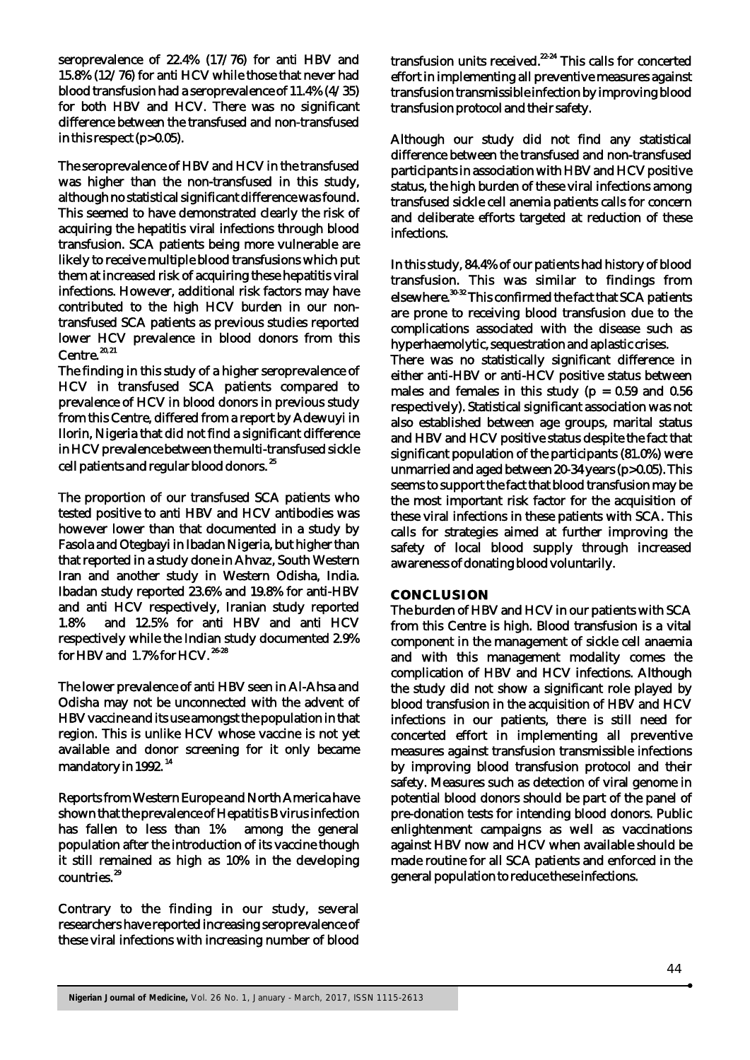seroprevalence of 22.4% (17/76) for anti HBV and 15.8% (12/76) for anti HCV while those that never had blood transfusion had a seroprevalence of 11.4% (4/35) for both HBV and HCV. There was no significant difference between the transfused and non-transfused in this respect ($p > 0.05$).

The seroprevalence of HBV and HCV in the transfused was higher than the non-transfused in this study, although no statistical significant difference was found. This seemed to have demonstrated clearly the risk of acquiring the hepatitis viral infections through blood transfusion. SCA patients being more vulnerable are likely to receive multiple blood transfusions which put them at increased risk of acquiring these hepatitis viral infections. However, additional risk factors may have contributed to the high HCV burden in our non-transfused SCA patients as previous studies reported lower HCV prevalence in blood donors from this Centre.[20,21]

The finding in this study of a higher seroprevalence of HCV in transfused SCA patients compared to prevalence of HCV in blood donors in previous study from this Centre, differed from a report by Adewuyi in Ilorin, Nigeria that did not find a significant difference in HCV prevalence between the multi-transfused sickle cell patients and regular blood donors.[25]

The proportion of our transfused SCA patients who tested positive to anti HBV and HCV antibodies was however lower than that documented in a study by Fasola and Otegbayi in Ibadan Nigeria, but higher than that reported in a study done in Ahvaz, South Western Iran and another study in Western Odisha, India. Ibadan study reported 23.6% and 19.8% for anti-HBV and anti HCV respectively, Iranian study reported 1.8% and 12.5% for anti HBV and anti HCV respectively while the Indian study documented 2.9% for HBV and 1.7% for HCV.[26-28]

The lower prevalence of anti HBV seen in Al-Ahsa and Odisha may not be unconnected with the advent of HBV vaccine and its use amongst the population in that region. This is unlike HCV whose vaccine is not yet available and donor screening for it only became mandatory in 1992.[14]

Reports from Western Europe and North America have shown that the prevalence of Hepatitis B virus infection has fallen to less than 1% among the general population after the introduction of its vaccine though it still remained as high as 10% in the developing countries.[29]

Contrary to the finding in our study, several researchers have reported increasing seroprevalence of these viral infections with increasing number of blood transfusion units received.[22-24] This calls for concerted effort in implementing all preventive measures against transfusion transmissible infection by improving blood transfusion protocol and their safety.

Although our study did not find any statistical difference between the transfused and non-transfused participants in association with HBV and HCV positive status, the high burden of these viral infections among transfused sickle cell anemia patients calls for concern and deliberate efforts targeted at reduction of these infections.

In this study, 84.4% of our patients had history of blood transfusion. This was similar to findings from elsewhere.[30-32] This confirmed the fact that SCA patients are prone to receiving blood transfusion due to the complications associated with the disease such as hyperhaemolytic, sequestration and aplastic crises.

There was no statistically significant difference in either anti-HBV or anti-HCV positive status between males and females in this study ($p = 0.59$ and $0.56$ respectively). Statistical significant association was not also established between age groups, marital status and HBV and HCV positive status despite the fact that significant population of the participants (81.0%) were unmarried and aged between 20-34 years ($p > 0.05$). This seems to support the fact that blood transfusion may be the most important risk factor for the acquisition of these viral infections in these patients with SCA. This calls for strategies aimed at further improving the safety of local blood supply through increased awareness of donating blood voluntarily.

## CONCLUSION

The burden of HBV and HCV in our patients with SCA from this Centre is high. Blood transfusion is a vital component in the management of sickle cell anaemia and with this management modality comes the complication of HBV and HCV infections. Although the study did not show a significant role played by blood transfusion in the acquisition of HBV and HCV infections in our patients, there is still need for concerted effort in implementing all preventive measures against transfusion transmissible infections by improving blood transfusion protocol and their safety. Measures such as detection of viral genome in potential blood donors should be part of the panel of pre-donation tests for intending blood donors. Public enlightenment campaigns as well as vaccinations against HBV now and HCV when available should be made routine for all SCA patients and enforced in the general population to reduce these infections.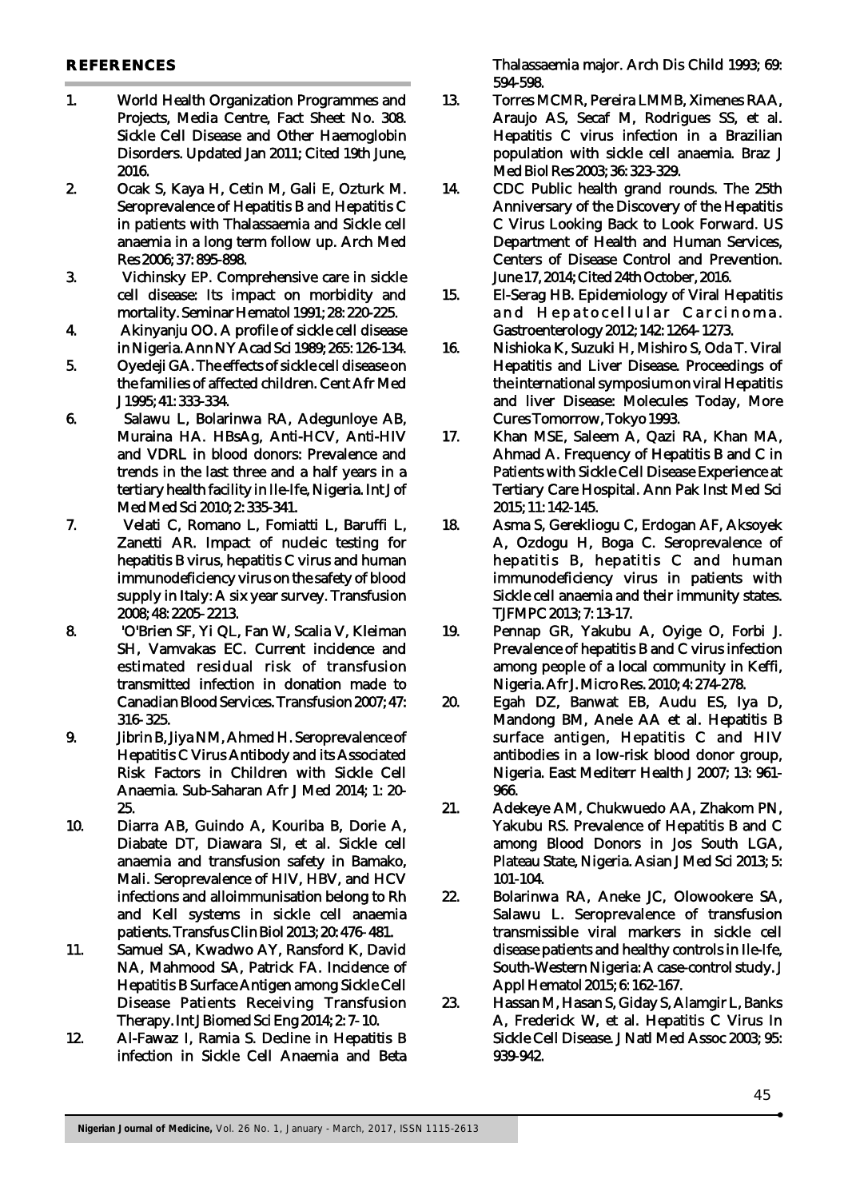## REFERENCES

1. World Health Organization Programmes and Projects, Media Centre, Fact Sheet No. 308. Sickle Cell Disease and Other Haemoglobin Disorders. Updated Jan 2011; Cited 19th June, 2016.
2. Ocak S, Kaya H, Cetin M, Gali E, Ozturk M. Seroprevalence of Hepatitis B and Hepatitis C in patients with Thalassaemia and Sickle cell anaemia in a long term follow up. Arch Med Res 2006; 37: 895-898.
3. Vichinsky EP. Comprehensive care in sickle cell disease: Its impact on morbidity and mortality. Seminar Hematol 1991; 28: 220-225.
4. Akinyanju OO. A profile of sickle cell disease in Nigeria. Ann NY Acad Sci 1989; 265: 126-134.
5. Oyedeji GA. The effects of sickle cell disease on the families of affected children. Cent Afr Med J 1995; 41: 333-334.
6. Salawu L, Bolarinwa RA, Adegunloye AB, Muraina HA. HBsAg, Anti-HCV, Anti-HIV and VDRL in blood donors: Prevalence and trends in the last three and a half years in a tertiary health facility in Ile-Ife, Nigeria. Int J of Med Med Sci 2010; 2: 335-341.
7. Velati C, Romano L, Fomiatti L, Baruffi L, Zanetti AR. Impact of nucleic testing for hepatitis B virus, hepatitis C virus and human immunodeficiency virus on the safety of blood supply in Italy: A six year survey. Transfusion 2008; 48: 2205-2213.
8. 'O'Brien SF, Yi QL, Fan W, Scalia V, Kleiman SH, Vamvakas EC. Current incidence and estimated residual risk of transfusion transmitted infection in donation made to Canadian Blood Services. Transfusion 2007; 47: 316-325.
9. Jibrin B, Jiya NM, Ahmed H. Seroprevalence of Hepatitis C Virus Antibody and its Associated Risk Factors in Children with Sickle Cell Anaemia. Sub-Saharan Afr J Med 2014; 1: 20-25.
10. Diarra AB, Guindo A, Kouriba B, Dorie A, Diabate DT, Diawara SI, et al. Sickle cell anaemia and transfusion safety in Bamako, Mali. Seroprevalence of HIV, HBV, and HCV infections and alloimmunisation belong to Rh and Kell systems in sickle cell anaemia patients. Transfus Clin Biol 2013; 20: 476-481.
11. Samuel SA, Kwadwo AY, Ransford K, David NA, Mahmood SA, Patrick FA. Incidence of Hepatitis B Surface Antigen among Sickle Cell Disease Patients Receiving Transfusion Therapy. Int J Biomed Sci Eng 2014; 2: 7-10.
12. Al-Fawaz I, Ramia S. Decline in Hepatitis B infection in Sickle Cell Anaemia and Beta Thalassaemia major. Arch Dis Child 1993; 69: 594-598.
13. Torres MCMR, Pereira LMMB, Ximenes RAA, Araujo AS, Secaf M, Rodrigues SS, et al. Hepatitis C virus infection in a Brazilian population with sickle cell anaemia. Braz J Med Biol Res 2003; 36: 323-329.
14. CDC Public health grand rounds. The 25th Anniversary of the Discovery of the Hepatitis C Virus Looking Back to Look Forward. US Department of Health and Human Services, Centers of Disease Control and Prevention. June 17, 2014; Cited 24th October, 2016.
15. El-Serag HB. Epidemiology of Viral Hepatitis and Hepatocellular Carcinoma. Gastroenterology 2012; 142: 1264-1273.
16. Nishioka K, Suzuki H, Mishiro S, Oda T. Viral Hepatitis and Liver Disease. Proceedings of the international symposium on viral Hepatitis and liver Disease: Molecules Today, More Cures Tomorrow, Tokyo 1993.
17. Khan MSE, Saleem A, Qazi RA, Khan MA, Ahmad A. Frequency of Hepatitis B and C in Patients with Sickle Cell Disease Experience at Tertiary Care Hospital. Ann Pak Inst Med Sci 2015; 11: 142-145.
18. Asma S, Gerekliogu C, Erdogan AF, Aksoyek A, Ozdogu H, Boga C. Seroprevalence of hepatitis B, hepatitis C and human immunodeficiency virus in patients with Sickle cell anaemia and their immunity states. TJFMPC 2013; 7: 13-17.
19. Pennap GR, Yakubu A, Oyige O, Forbi J. Prevalence of hepatitis B and C virus infection among people of a local community in Keffi, Nigeria. Afr J. Micro Res. 2010; 4: 274-278.
20. Egah DZ, Banwat EB, Audu ES, Iya D, Mandong BM, Anele AA et al. Hepatitis B surface antigen, Hepatitis C and HIV antibodies in a low-risk blood donor group, Nigeria. East Mediterr Health J 2007; 13: 961-966.
21. Adekeye AM, Chukwuedo AA, Zhakom PN, Yakubu RS. Prevalence of Hepatitis B and C among Blood Donors in Jos South LGA, Plateau State, Nigeria. Asian J Med Sci 2013; 5: 101-104.
22. Bolarinwa RA, Aneke JC, Olowookere SA, Salawu L. Seroprevalence of transfusion transmissible viral markers in sickle cell disease patients and healthy controls in Ile-Ife, South-Western Nigeria: A case-control study. J Appl Hematol 2015; 6: 162-167.
23. Hassan M, Hasan S, Giday S, Alamgir L, Banks A, Frederick W, et al. Hepatitis C Virus In Sickle Cell Disease. J Natl Med Assoc 2003; 95: 939-942.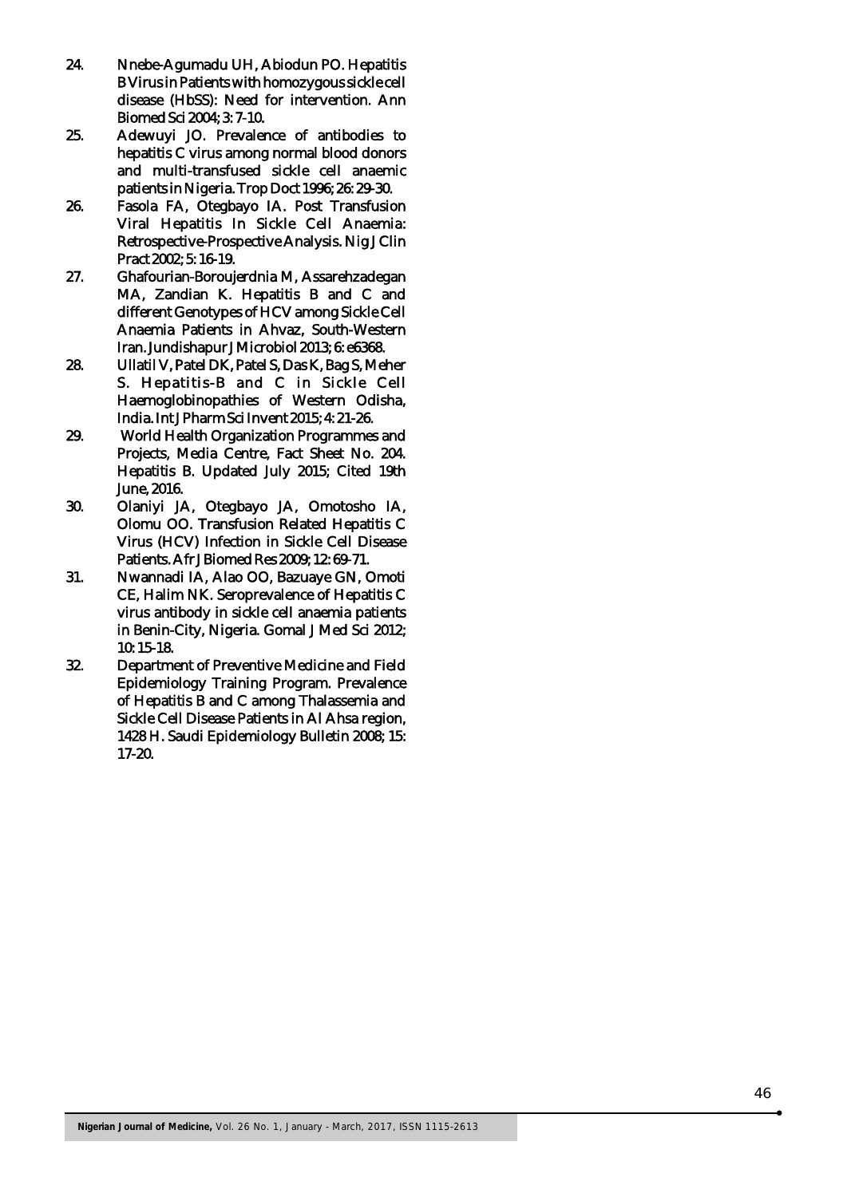24. Nnebe-Agumadu UH, Abiodun PO. Hepatitis B Virus in Patients with homozygous sickle cell disease (HbSS): Need for intervention. Ann Biomed Sci 2004; 3: 7-10.
25. Adewuyi JO. Prevalence of antibodies to hepatitis C virus among normal blood donors and multi-transfused sickle cell anaemic patients in Nigeria. Trop Doct 1996; 26: 29-30.
26. Fasola FA, Otegbayo IA. Post Transfusion Viral Hepatitis In Sickle Cell Anaemia: Retrospective-Prospective Analysis. Nig J Clin Pract 2002; 5: 16-19.
27. Ghafourian-Boroujerdnia M, Assarehzadegan MA, Zandian K. Hepatitis B and C and different Genotypes of HCV among Sickle Cell Anaemia Patients in Ahvaz, South-Western Iran. Jundishapur J Microbiol 2013; 6: e6368.
28. Ullatil V, Patel DK, Patel S, Das K, Bag S, Meher S. Hepatitis-B and C in Sickle Cell Haemoglobinopathies of Western Odisha, India. Int J Pharm Sci Invent 2015; 4: 21-26.
29. World Health Organization Programmes and Projects, Media Centre, Fact Sheet No. 204. Hepatitis B. Updated July 2015; Cited 19th June, 2016.
30. Olaniyi JA, Otegbayo JA, Omotosho IA, Olomu OO. Transfusion Related Hepatitis C Virus (HCV) Infection in Sickle Cell Disease Patients. Afr J Biomed Res 2009; 12: 69-71.
31. Nwannadi IA, Alao OO, Bazuaye GN, Omoti CE, Halim NK. Seroprevalence of Hepatitis C virus antibody in sickle cell anaemia patients in Benin-City, Nigeria. Gomal J Med Sci 2012; 10: 15-18.
32. Department of Preventive Medicine and Field Epidemiology Training Program. Prevalence of Hepatitis B and C among Thalassemia and Sickle Cell Disease Patients in Al Ahsa region, 1428 H. Saudi Epidemiology Bulletin 2008; 15: 17-20.